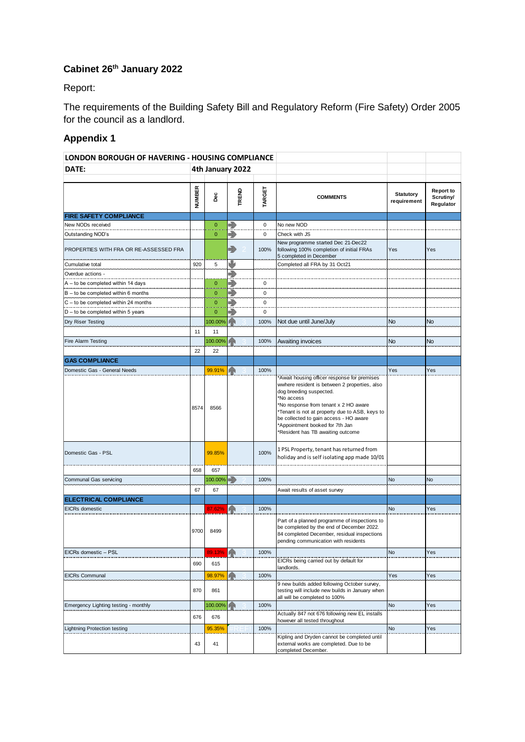## Cabinet 26th January 2022

Report:

The requirements of the Building Safety Bill and Regulatory Reform (Fire Safety) Order 2005 for the council as a landlord.

## Appendix 1

| LONDON BOROUGH OF HAVERING - HOUSING COMPLIANCE | | | | | | | |
|---|---|---|---|---|---|---|---|
| DATE: | 4th January 2022 | | | | | | |
| | NUMBER | Dec | TREND | TARGET | COMMENTS | Statutory requirement | Report to Scrutiny/ Regulator |
| **FIRE SAFETY COMPLIANCE** | | | | | | | |
| New NODs received | | 0 | | 0 | No new NOD | | |
| Outstanding NOD's | | 0 | | 0 | Check with JS | | |
| PROPERTIES WITH FRA OR RE-ASSESSED FRA | | | 2 | 100% | New programme started Dec 21-Dec22 following 100% completion of initial FRAs 5 completed in December | Yes | Yes |
| Cumulative total | 920 | 5 | | | Completed all FRA by 31 Oct21 | | |
| Overdue actions - | | | | | | | |
| A – to be completed within 14 days | | 0 | | 0 | | | |
| B – to be completed within 6 months | | 0 | | 0 | | | |
| C – to be completed within 24 months | | 0 | | 0 | | | |
| D – to be completed within 5 years | | 0 | | 0 | | | |
| Dry Riser Testing | | 100.00% | 3 | 100% | Not due until June/July | No | No |
| | 11 | 11 | | | | | |
| Fire Alarm Testing | | 100.00% | | 100% | Awaiting invoices | No | No |
| | 22 | 22 | | | | | |
| **GAS COMPLIANCE** | | | | | | | |
| Domestic Gas - General Needs | | 99.91% | | 100% | | Yes | Yes |
| | 8574 | 8566 | | | *Await housing officer response for premises wwhere resident is between 2 properties, also dog breeding suspected.<br>*No access<br>*No response from tenant x 2 HO aware<br>*Tenant is not at property due to ASB, keys to be collected to gain access - HO aware<br>*Appointment booked for 7th Jan<br>*Resident has TB awaiting outcome | | |
| Domestic Gas - PSL | | 99.85% | | 100% | 1 PSL Property, tenant has returned from holiday and is self isolating app made 10/01 | | |
| | 658 | 657 | | | | | |
| Communal Gas servicing | | 100.00% | 2 | 100% | | No | No |
| | 67 | 67 | | | Await results of asset survey | | |
| **ELECTRICAL COMPLIANCE** | | | | | | | |
| EICRs domestic | | 87.62% | 3 | 100% | | No | Yes |
| | 9700 | 8499 | | | Part of a planned programme of inspections to be completed by the end of December 2022. 84 completed December, residual inspections pending communication with residents | | |
| EICRs domestic – PSL | | 89.13% | 3 | 100% | | No | Yes |
| | 690 | 615 | | | EICRs being carried out by default for landlords. | | |
| EICRs Communal | | 98.97% | 3 | 100% | | Yes | Yes |
| | 870 | 861 | | | 9 new builds added following October survey, testing will include new builds in January when all will be completed to 100% | | |
| Emergency Lighting testing - monthly | | 100.00% | 3 | 100% | | No | Yes |
| | 676 | 676 | | | Actually 847 not 676 following new EL installs however all tested throughout | | |
| Lightning Protection testing | | 95.35% | #REF! | 100% | | No | Yes |
| | 43 | 41 | | | Kipling and Dryden cannot be completed until external works are completed. Due to be completed December. | | |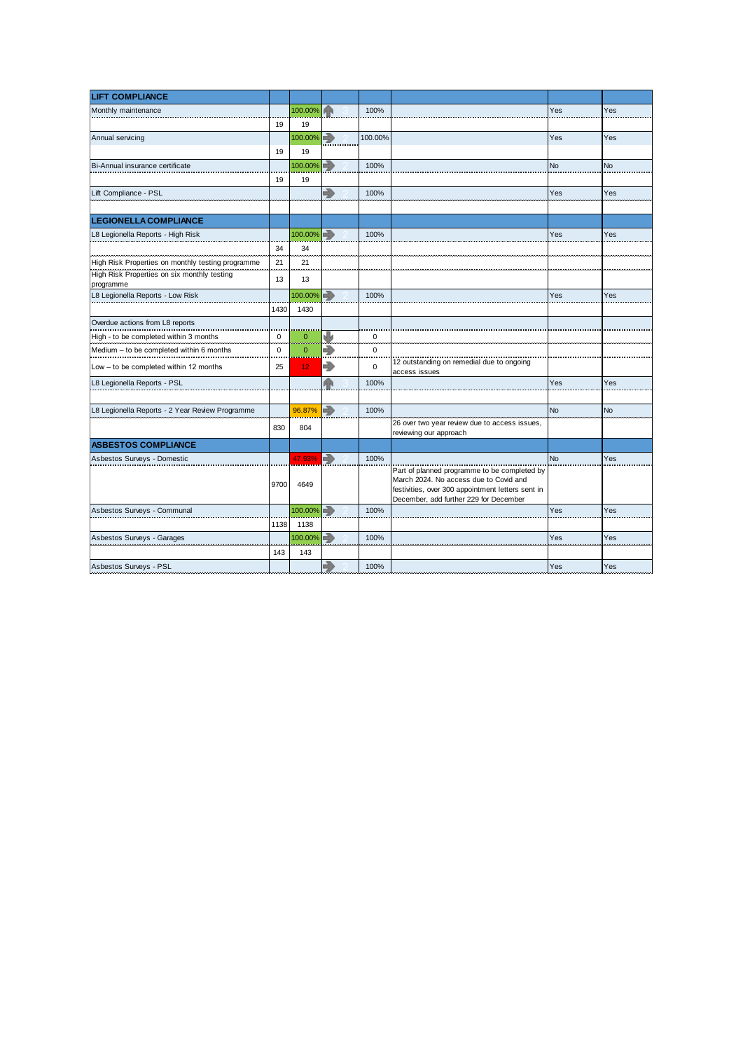| | | | | | | | |
|---|---|---|---|---|---|---|---|
| **LIFT COMPLIANCE** | | | | | | | |
| Monthly maintenance | | 100.00% | ⬆ | 100% | | Yes | Yes |
| | 19 | 19 | | | | | |
| Annual servicing | | 100.00% | ➡ | 100.00% | | Yes | Yes |
| | 19 | 19 | | | | | |
| Bi-Annual insurance certificate | | 100.00% | ➡ | 100% | | No | No |
| | 19 | 19 | | | | | |
| Lift Compliance - PSL | | | ➡ | 100% | | Yes | Yes |
| | | | | | | | |
| **LEGIONELLA COMPLIANCE** | | | | | | | |
| L8 Legionella Reports - High Risk | | 100.00% | ➡ | 100% | | Yes | Yes |
| | 34 | 34 | | | | | |
| High Risk Properties on monthly testing programme | 21 | 21 | | | | | |
| High Risk Properties on six monthly testing programme | 13 | 13 | | | | | |
| L8 Legionella Reports - Low Risk | | 100.00% | ➡ | 100% | | Yes | Yes |
| | 1430 | 1430 | | | | | |
| Overdue actions from L8 reports | | | | | | | |
| High - to be completed within 3 months | 0 | 0 | ⬇ | 0 | | | |
| Medium – to be completed within 6 months | 0 | 0 | ➡ | 0 | | | |
| Low – to be completed within 12 months | 25 | 12 | ➡ | 0 | 12 outstanding on remedial due to ongoing access issues | | |
| L8 Legionella Reports - PSL | | | ⬆ | 100% | | Yes | Yes |
| | | | | | | | |
| L8 Legionella Reports - 2 Year Review Programme | | 96.87% | ➡ | 100% | | No | No |
| | 830 | 804 | | | 26 over two year review due to access issues, reviewing our approach | | |
| **ASBESTOS COMPLIANCE** | | | | | | | |
| Asbestos Surveys - Domestic | | 47.93% | ➡ | 100% | | No | Yes |
| | 9700 | 4649 | | | Part of planned programme to be completed by March 2024. No access due to Covid and festivities, over 300 appointment letters sent in December, add further 229 for December | | |
| Asbestos Surveys - Communal | | 100.00% | ➡ | 100% | | Yes | Yes |
| | 1138 | 1138 | | | | | |
| Asbestos Surveys - Garages | | 100.00% | ➡ | 100% | | Yes | Yes |
| | 143 | 143 | | | | | |
| Asbestos Surveys - PSL | | | ➡ | 100% | | Yes | Yes |